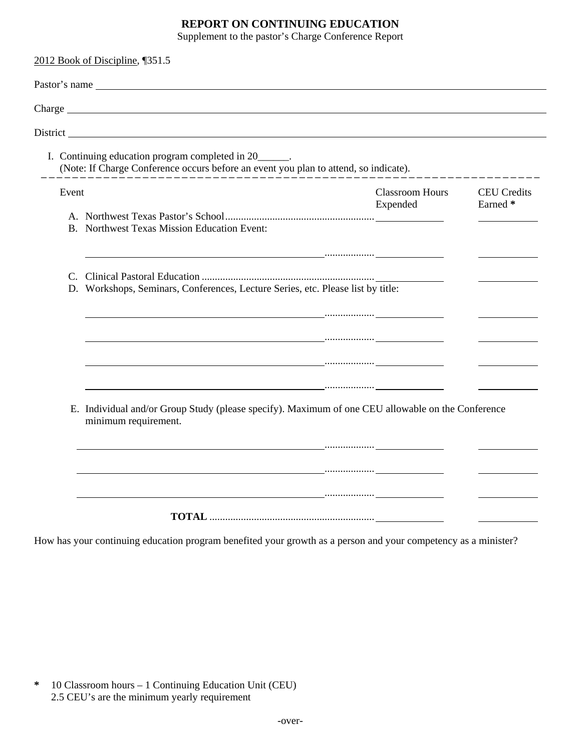# REPORT ON CONTINUING EDUCATION

Supplement to the pastor's Charge Conference Report

2012 Book of Discipline, ¶351.5

Pastor's name ______________________________

Charge ______________________________

District ______________________________

I. Continuing education program completed in 20______.
(Note: If Charge Conference occurs before an event you plan to attend, so indicate).

| Event | Classroom Hours Expended | CEU Credits Earned * |
|---|---|---|
| A. Northwest Texas Pastor's School | | |
| B. Northwest Texas Mission Education Event: | | |
| ______________________________ | | |
| C. Clinical Pastoral Education | | |
| D. Workshops, Seminars, Conferences, Lecture Series, etc. Please list by title: | | |
| ______________________________ | | |
| ______________________________ | | |
| ______________________________ | | |
| ______________________________ | | |
| E. Individual and/or Group Study (please specify). Maximum of one CEU allowable on the Conference minimum requirement. | | |
| ______________________________ | | |
| ______________________________ | | |
| ______________________________ | | |
| **TOTAL** | | |

How has your continuing education program benefited your growth as a person and your competency as a minister?

\* 10 Classroom hours – 1 Continuing Education Unit (CEU)
2.5 CEU's are the minimum yearly requirement

-over-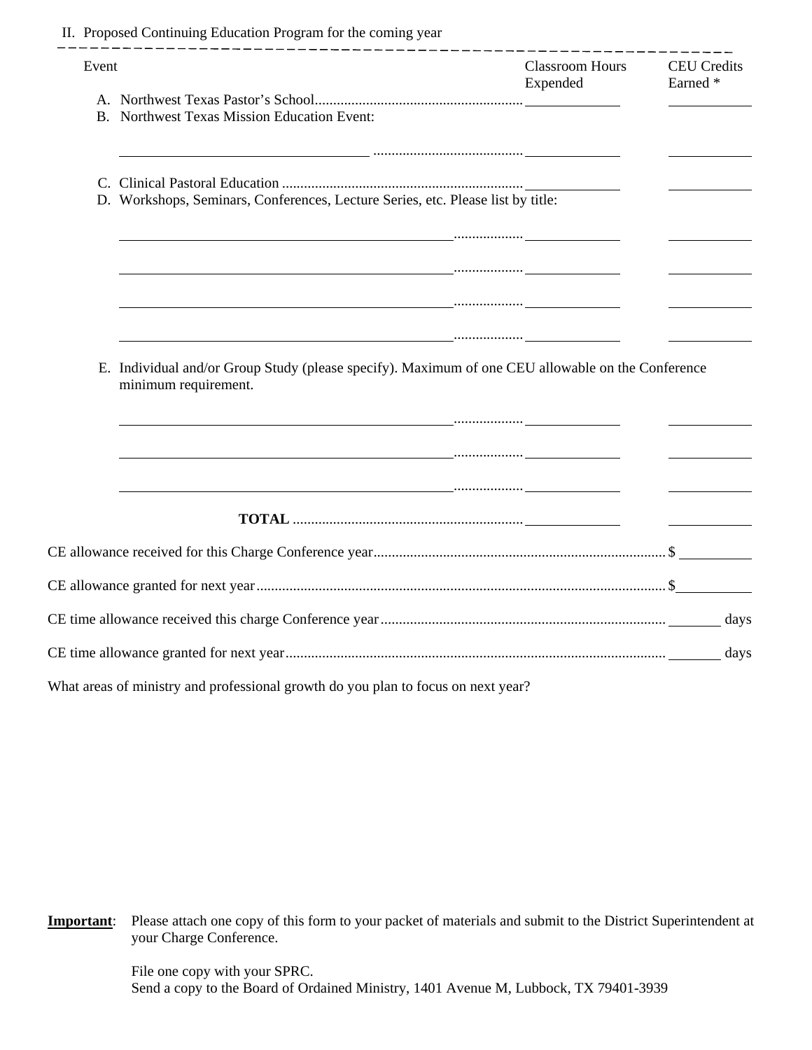## II. Proposed Continuing Education Program for the coming year

| Event | Classroom Hours Expended | CEU Credits Earned * |
| --- | --- | --- |
| A. Northwest Texas Pastor's School | | |
| B. Northwest Texas Mission Education Event: | | |
| | | |
| C. Clinical Pastoral Education | | |
| D. Workshops, Seminars, Conferences, Lecture Series, etc. Please list by title: | | |
| | | |
| | | |
| | | |
| | | |
| E. Individual and/or Group Study (please specify). Maximum of one CEU allowable on the Conference minimum requirement. | | |
| | | |
| | | |
| | | |
| **TOTAL** | | |

CE allowance received for this Charge Conference year $ ______

CE allowance granted for next year $ ______

CE time allowance received this charge Conference year ______ days

CE time allowance granted for next year ______ days

What areas of ministry and professional growth do you plan to focus on next year?

**Important**: Please attach one copy of this form to your packet of materials and submit to the District Superintendent at your Charge Conference.

File one copy with your SPRC.
Send a copy to the Board of Ordained Ministry, 1401 Avenue M, Lubbock, TX 79401-3939